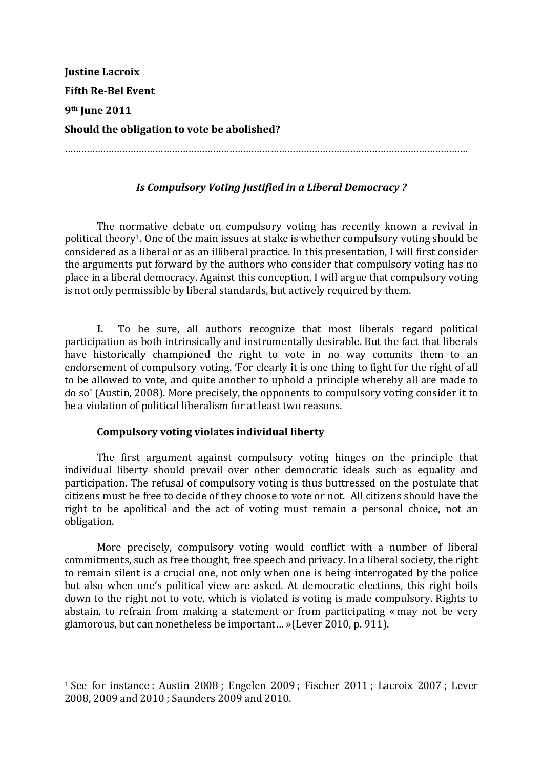**Justine Lacroix**

**Fifth Re-Bel Event**

**9th June 2011**

**Should the obligation to vote be abolished?**

…………………………………………………………………………………………………………………………

### *Is Compulsory Voting Justified in a Liberal Democracy ?*

The normative debate on compulsory voting has recently known a revival in political theory[1]. One of the main issues at stake is whether compulsory voting should be considered as a liberal or as an illiberal practice. In this presentation, I will first consider the arguments put forward by the authors who consider that compulsory voting has no place in a liberal democracy. Against this conception, I will argue that compulsory voting is not only permissible by liberal standards, but actively required by them.

**I.** To be sure, all authors recognize that most liberals regard political participation as both intrinsically and instrumentally desirable. But the fact that liberals have historically championed the right to vote in no way commits them to an endorsement of compulsory voting. 'For clearly it is one thing to fight for the right of all to be allowed to vote, and quite another to uphold a principle whereby all are made to do so' (Austin, 2008). More precisely, the opponents to compulsory voting consider it to be a violation of political liberalism for at least two reasons.

#### Compulsory voting violates individual liberty

The first argument against compulsory voting hinges on the principle that individual liberty should prevail over other democratic ideals such as equality and participation. The refusal of compulsory voting is thus buttressed on the postulate that citizens must be free to decide of they choose to vote or not. All citizens should have the right to be apolitical and the act of voting must remain a personal choice, not an obligation.

More precisely, compulsory voting would conflict with a number of liberal commitments, such as free thought, free speech and privacy. In a liberal society, the right to remain silent is a crucial one, not only when one is being interrogated by the police but also when one's political view are asked. At democratic elections, this right boils down to the right not to vote, which is violated is voting is made compulsory. Rights to abstain, to refrain from making a statement or from participating « may not be very glamorous, but can nonetheless be important… »(Lever 2010, p. 911).

---

[1] See for instance : Austin 2008 ; Engelen 2009 ; Fischer 2011 ; Lacroix 2007 ; Lever 2008, 2009 and 2010 ; Saunders 2009 and 2010.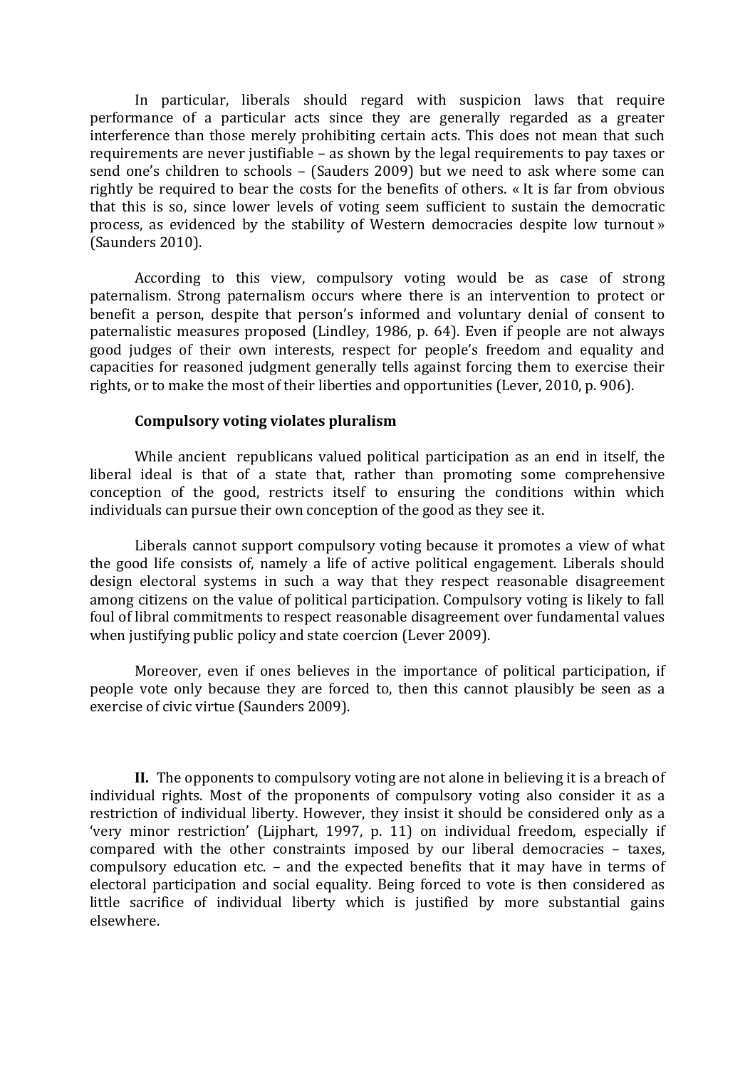In particular, liberals should regard with suspicion laws that require performance of a particular acts since they are generally regarded as a greater interference than those merely prohibiting certain acts. This does not mean that such requirements are never justifiable – as shown by the legal requirements to pay taxes or send one's children to schools – (Sauders 2009) but we need to ask where some can rightly be required to bear the costs for the benefits of others. « It is far from obvious that this is so, since lower levels of voting seem sufficient to sustain the democratic process, as evidenced by the stability of Western democracies despite low turnout » (Saunders 2010).

According to this view, compulsory voting would be as case of strong paternalism. Strong paternalism occurs where there is an intervention to protect or benefit a person, despite that person's informed and voluntary denial of consent to paternalistic measures proposed (Lindley, 1986, p. 64). Even if people are not always good judges of their own interests, respect for people's freedom and equality and capacities for reasoned judgment generally tells against forcing them to exercise their rights, or to make the most of their liberties and opportunities (Lever, 2010, p. 906).

**Compulsory voting violates pluralism**

While ancient republicans valued political participation as an end in itself, the liberal ideal is that of a state that, rather than promoting some comprehensive conception of the good, restricts itself to ensuring the conditions within which individuals can pursue their own conception of the good as they see it.

Liberals cannot support compulsory voting because it promotes a view of what the good life consists of, namely a life of active political engagement. Liberals should design electoral systems in such a way that they respect reasonable disagreement among citizens on the value of political participation. Compulsory voting is likely to fall foul of libral commitments to respect reasonable disagreement over fundamental values when justifying public policy and state coercion (Lever 2009).

Moreover, even if ones believes in the importance of political participation, if people vote only because they are forced to, then this cannot plausibly be seen as a exercise of civic virtue (Saunders 2009).

**II.** The opponents to compulsory voting are not alone in believing it is a breach of individual rights. Most of the proponents of compulsory voting also consider it as a restriction of individual liberty. However, they insist it should be considered only as a 'very minor restriction' (Lijphart, 1997, p. 11) on individual freedom, especially if compared with the other constraints imposed by our liberal democracies – taxes, compulsory education etc. – and the expected benefits that it may have in terms of electoral participation and social equality. Being forced to vote is then considered as little sacrifice of individual liberty which is justified by more substantial gains elsewhere.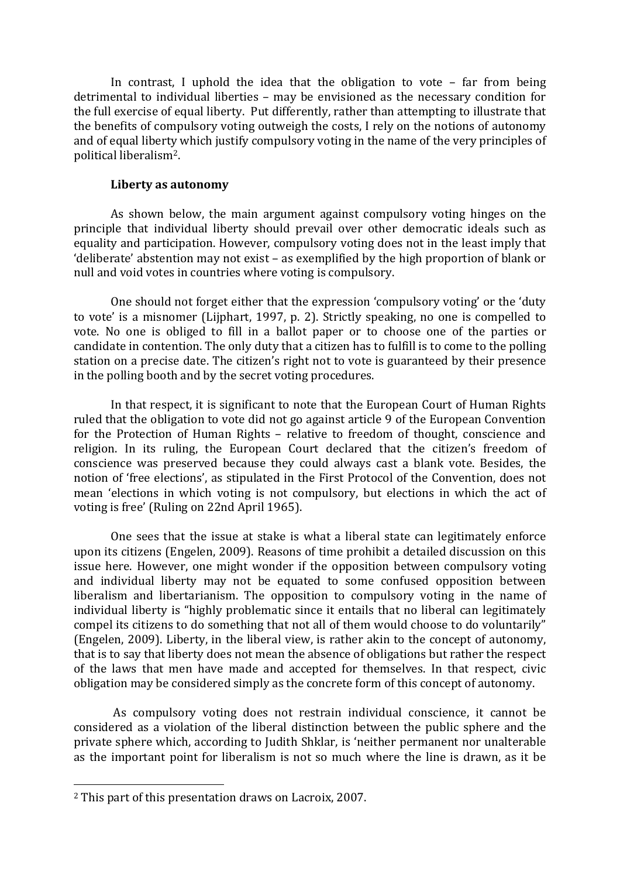In contrast, I uphold the idea that the obligation to vote – far from being detrimental to individual liberties – may be envisioned as the necessary condition for the full exercise of equal liberty. Put differently, rather than attempting to illustrate that the benefits of compulsory voting outweigh the costs, I rely on the notions of autonomy and of equal liberty which justify compulsory voting in the name of the very principles of political liberalism[2].

## Liberty as autonomy

As shown below, the main argument against compulsory voting hinges on the principle that individual liberty should prevail over other democratic ideals such as equality and participation. However, compulsory voting does not in the least imply that 'deliberate' abstention may not exist – as exemplified by the high proportion of blank or null and void votes in countries where voting is compulsory.

One should not forget either that the expression 'compulsory voting' or the 'duty to vote' is a misnomer (Lijphart, 1997, p. 2). Strictly speaking, no one is compelled to vote. No one is obliged to fill in a ballot paper or to choose one of the parties or candidate in contention. The only duty that a citizen has to fulfill is to come to the polling station on a precise date. The citizen's right not to vote is guaranteed by their presence in the polling booth and by the secret voting procedures.

In that respect, it is significant to note that the European Court of Human Rights ruled that the obligation to vote did not go against article 9 of the European Convention for the Protection of Human Rights – relative to freedom of thought, conscience and religion. In its ruling, the European Court declared that the citizen's freedom of conscience was preserved because they could always cast a blank vote. Besides, the notion of 'free elections', as stipulated in the First Protocol of the Convention, does not mean 'elections in which voting is not compulsory, but elections in which the act of voting is free' (Ruling on 22nd April 1965).

One sees that the issue at stake is what a liberal state can legitimately enforce upon its citizens (Engelen, 2009). Reasons of time prohibit a detailed discussion on this issue here. However, one might wonder if the opposition between compulsory voting and individual liberty may not be equated to some confused opposition between liberalism and libertarianism. The opposition to compulsory voting in the name of individual liberty is "highly problematic since it entails that no liberal can legitimately compel its citizens to do something that not all of them would choose to do voluntarily" (Engelen, 2009). Liberty, in the liberal view, is rather akin to the concept of autonomy, that is to say that liberty does not mean the absence of obligations but rather the respect of the laws that men have made and accepted for themselves. In that respect, civic obligation may be considered simply as the concrete form of this concept of autonomy.

As compulsory voting does not restrain individual conscience, it cannot be considered as a violation of the liberal distinction between the public sphere and the private sphere which, according to Judith Shklar, is 'neither permanent nor unalterable as the important point for liberalism is not so much where the line is drawn, as it be

---

[2] This part of this presentation draws on Lacroix, 2007.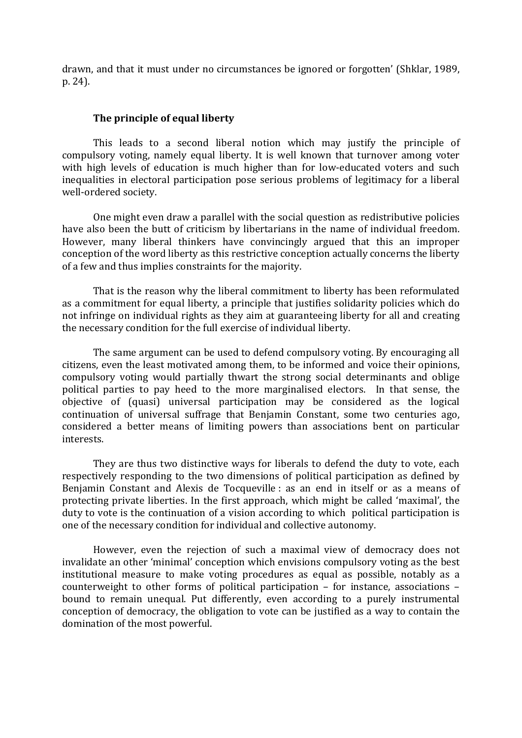drawn, and that it must under no circumstances be ignored or forgotten' (Shklar, 1989, p. 24).

### The principle of equal liberty

This leads to a second liberal notion which may justify the principle of compulsory voting, namely equal liberty. It is well known that turnover among voter with high levels of education is much higher than for low-educated voters and such inequalities in electoral participation pose serious problems of legitimacy for a liberal well-ordered society.

One might even draw a parallel with the social question as redistributive policies have also been the butt of criticism by libertarians in the name of individual freedom. However, many liberal thinkers have convincingly argued that this an improper conception of the word liberty as this restrictive conception actually concerns the liberty of a few and thus implies constraints for the majority.

That is the reason why the liberal commitment to liberty has been reformulated as a commitment for equal liberty, a principle that justifies solidarity policies which do not infringe on individual rights as they aim at guaranteeing liberty for all and creating the necessary condition for the full exercise of individual liberty.

The same argument can be used to defend compulsory voting. By encouraging all citizens, even the least motivated among them, to be informed and voice their opinions, compulsory voting would partially thwart the strong social determinants and oblige political parties to pay heed to the more marginalised electors. In that sense, the objective of (quasi) universal participation may be considered as the logical continuation of universal suffrage that Benjamin Constant, some two centuries ago, considered a better means of limiting powers than associations bent on particular interests.

They are thus two distinctive ways for liberals to defend the duty to vote, each respectively responding to the two dimensions of political participation as defined by Benjamin Constant and Alexis de Tocqueville : as an end in itself or as a means of protecting private liberties. In the first approach, which might be called 'maximal', the duty to vote is the continuation of a vision according to which political participation is one of the necessary condition for individual and collective autonomy.

However, even the rejection of such a maximal view of democracy does not invalidate an other 'minimal' conception which envisions compulsory voting as the best institutional measure to make voting procedures as equal as possible, notably as a counterweight to other forms of political participation – for instance, associations – bound to remain unequal. Put differently, even according to a purely instrumental conception of democracy, the obligation to vote can be justified as a way to contain the domination of the most powerful.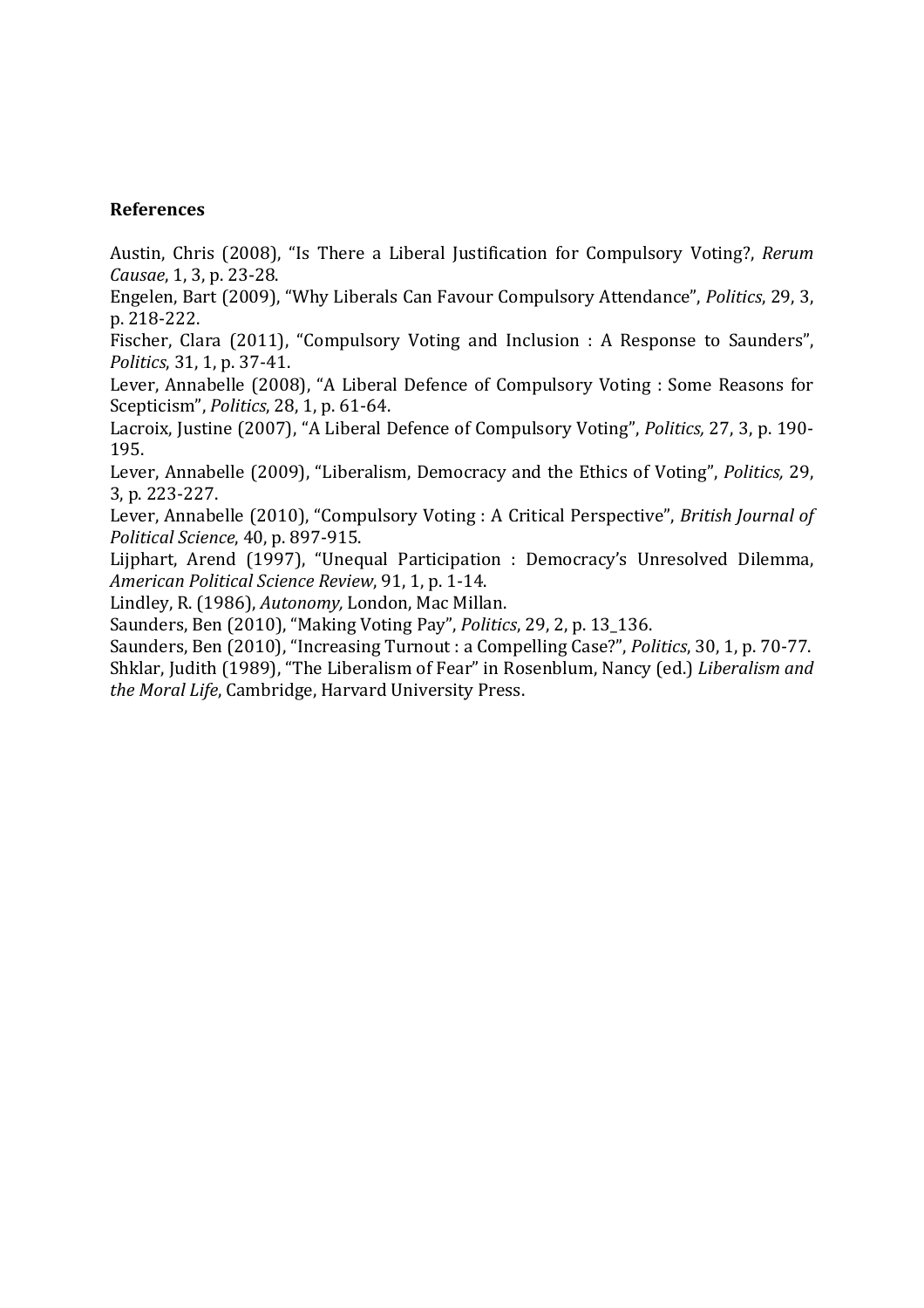## References

Austin, Chris (2008), "Is There a Liberal Justification for Compulsory Voting?, *Rerum Causae*, 1, 3, p. 23-28.

Engelen, Bart (2009), "Why Liberals Can Favour Compulsory Attendance", *Politics*, 29, 3, p. 218-222.

Fischer, Clara (2011), "Compulsory Voting and Inclusion : A Response to Saunders", *Politics*, 31, 1, p. 37-41.

Lever, Annabelle (2008), "A Liberal Defence of Compulsory Voting : Some Reasons for Scepticism", *Politics*, 28, 1, p. 61-64.

Lacroix, Justine (2007), "A Liberal Defence of Compulsory Voting", *Politics,* 27, 3, p. 190-195.

Lever, Annabelle (2009), "Liberalism, Democracy and the Ethics of Voting", *Politics,* 29, 3, p. 223-227.

Lever, Annabelle (2010), "Compulsory Voting : A Critical Perspective", *British Journal of Political Science*, 40, p. 897-915.

Lijphart, Arend (1997), "Unequal Participation : Democracy's Unresolved Dilemma, *American Political Science Review*, 91, 1, p. 1-14.

Lindley, R. (1986), *Autonomy,* London, Mac Millan.

Saunders, Ben (2010), "Making Voting Pay", *Politics*, 29, 2, p. 13_136.

Saunders, Ben (2010), "Increasing Turnout : a Compelling Case?", *Politics*, 30, 1, p. 70-77.

Shklar, Judith (1989), "The Liberalism of Fear" in Rosenblum, Nancy (ed.) *Liberalism and the Moral Life*, Cambridge, Harvard University Press.